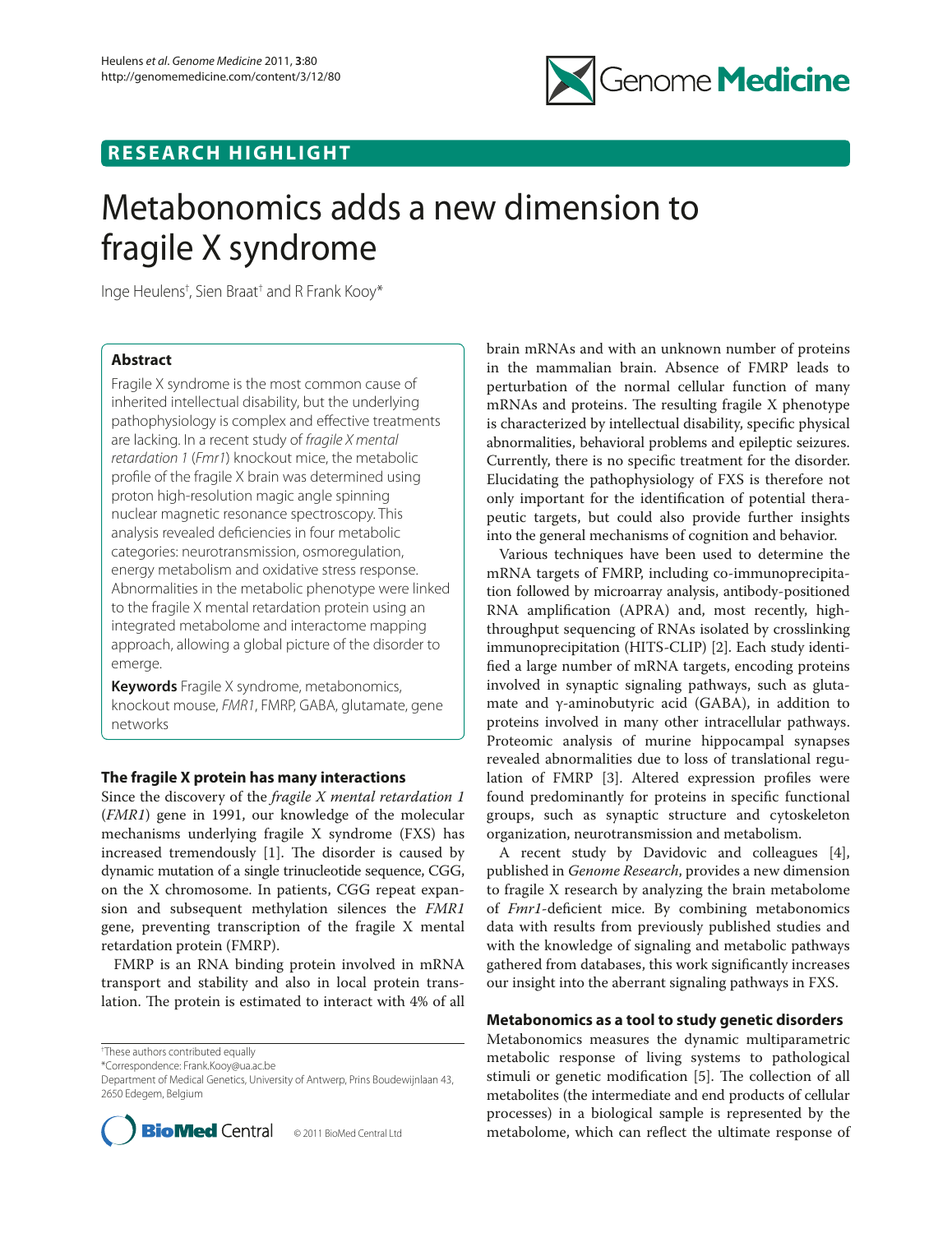## RESEARCH HIGHLIGHT

# Metabonomics adds a new dimension to fragile X syndrome

Inge Heulens[†], Sien Braat[†] and R Frank Kooy*

### Abstract

Fragile X syndrome is the most common cause of inherited intellectual disability, but the underlying pathophysiology is complex and effective treatments are lacking. In a recent study of *fragile X mental retardation 1* (*Fmr1*) knockout mice, the metabolic profile of the fragile X brain was determined using proton high-resolution magic angle spinning nuclear magnetic resonance spectroscopy. This analysis revealed deficiencies in four metabolic categories: neurotransmission, osmoregulation, energy metabolism and oxidative stress response. Abnormalities in the metabolic phenotype were linked to the fragile X mental retardation protein using an integrated metabolome and interactome mapping approach, allowing a global picture of the disorder to emerge.

**Keywords** Fragile X syndrome, metabonomics, knockout mouse, *FMR1*, FMRP, GABA, glutamate, gene networks

## The fragile X protein has many interactions

Since the discovery of the *fragile X mental retardation 1* (*FMR1*) gene in 1991, our knowledge of the molecular mechanisms underlying fragile X syndrome (FXS) has increased tremendously [1]. The disorder is caused by dynamic mutation of a single trinucleotide sequence, CGG, on the X chromosome. In patients, CGG repeat expansion and subsequent methylation silences the *FMR1* gene, preventing transcription of the fragile X mental retardation protein (FMRP).

FMRP is an RNA binding protein involved in mRNA transport and stability and also in local protein translation. The protein is estimated to interact with 4% of all brain mRNAs and with an unknown number of proteins in the mammalian brain. Absence of FMRP leads to perturbation of the normal cellular function of many mRNAs and proteins. The resulting fragile X phenotype is characterized by intellectual disability, specific physical abnormalities, behavioral problems and epileptic seizures. Currently, there is no specific treatment for the disorder. Elucidating the pathophysiology of FXS is therefore not only important for the identification of potential therapeutic targets, but could also provide further insights into the general mechanisms of cognition and behavior.

Various techniques have been used to determine the mRNA targets of FMRP, including co-immunoprecipitation followed by microarray analysis, antibody-positioned RNA amplification (APRA) and, most recently, high-throughput sequencing of RNAs isolated by crosslinking immunoprecipitation (HITS-CLIP) [2]. Each study identified a large number of mRNA targets, encoding proteins involved in synaptic signaling pathways, such as glutamate and γ-aminobutyric acid (GABA), in addition to proteins involved in many other intracellular pathways. Proteomic analysis of murine hippocampal synapses revealed abnormalities due to loss of translational regulation of FMRP [3]. Altered expression profiles were found predominantly for proteins in specific functional groups, such as synaptic structure and cytoskeleton organization, neurotransmission and metabolism.

A recent study by Davidovic and colleagues [4], published in *Genome Research*, provides a new dimension to fragile X research by analyzing the brain metabolome of *Fmr1*-deficient mice. By combining metabonomics data with results from previously published studies and with the knowledge of signaling and metabolic pathways gathered from databases, this work significantly increases our insight into the aberrant signaling pathways in FXS.

## Metabonomics as a tool to study genetic disorders

Metabonomics measures the dynamic multiparametric metabolic response of living systems to pathological stimuli or genetic modification [5]. The collection of all metabolites (the intermediate and end products of cellular processes) in a biological sample is represented by the metabolome, which can reflect the ultimate response of

[†]These authors contributed equally

*Correspondence: Frank.Kooy@ua.ac.be

Department of Medical Genetics, University of Antwerp, Prins Boudewijnlaan 43, 2650 Edegem, Belgium

© 2011 BioMed Central Ltd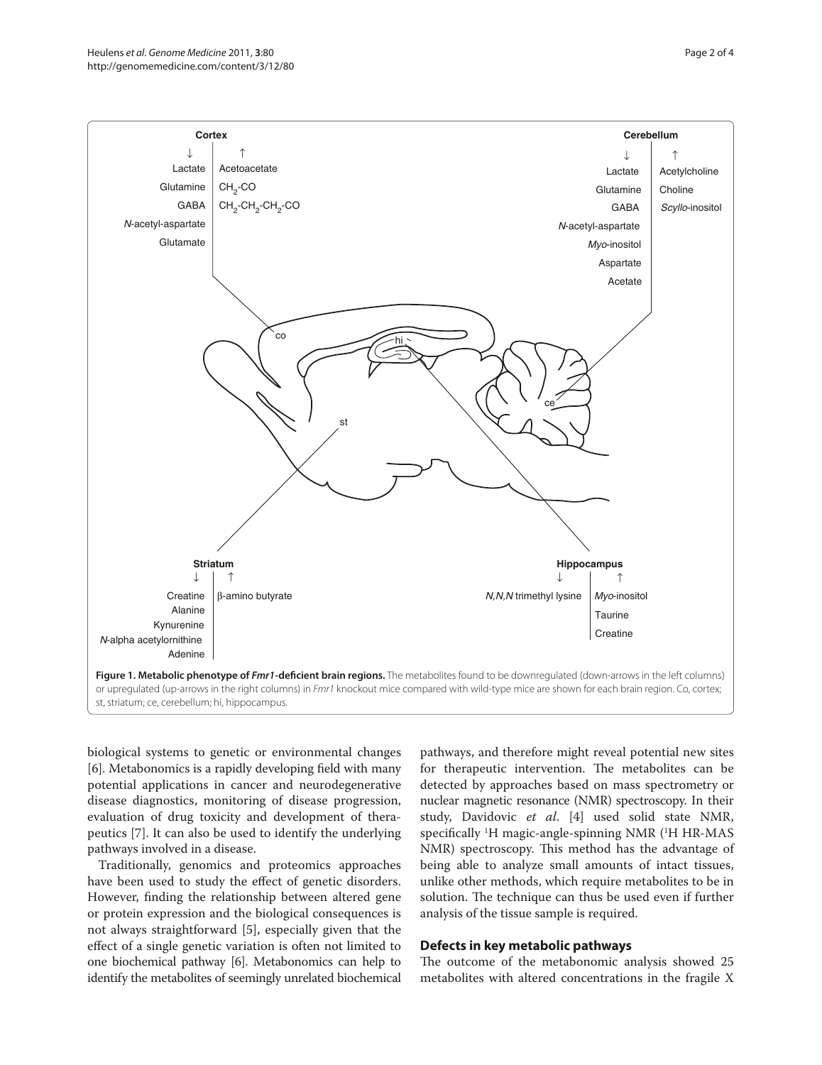**Figure 1. Metabolic phenotype of *Fmr1*-deficient brain regions.** The metabolites found to be downregulated (down-arrows in the left columns) or upregulated (up-arrows in the right columns) in *Fmr1* knockout mice compared with wild-type mice are shown for each brain region. Co, cortex; st, striatum; ce, cerebellum; hi, hippocampus.

biological systems to genetic or environmental changes [6]. Metabonomics is a rapidly developing field with many potential applications in cancer and neurodegenerative disease diagnostics, monitoring of disease progression, evaluation of drug toxicity and development of therapeutics [7]. It can also be used to identify the underlying pathways involved in a disease.

Traditionally, genomics and proteomics approaches have been used to study the effect of genetic disorders. However, finding the relationship between altered gene or protein expression and the biological consequences is not always straightforward [5], especially given that the effect of a single genetic variation is often not limited to one biochemical pathway [6]. Metabonomics can help to identify the metabolites of seemingly unrelated biochemical pathways, and therefore might reveal potential new sites for therapeutic intervention. The metabolites can be detected by approaches based on mass spectrometry or nuclear magnetic resonance (NMR) spectroscopy. In their study, Davidovic *et al*. [4] used solid state NMR, specifically $^{1}$H magic-angle-spinning NMR ($^{1}$H HR-MAS NMR) spectroscopy. This method has the advantage of being able to analyze small amounts of intact tissues, unlike other methods, which require metabolites to be in solution. The technique can thus be used even if further analysis of the tissue sample is required.

## Defects in key metabolic pathways

The outcome of the metabonomic analysis showed 25 metabolites with altered concentrations in the fragile X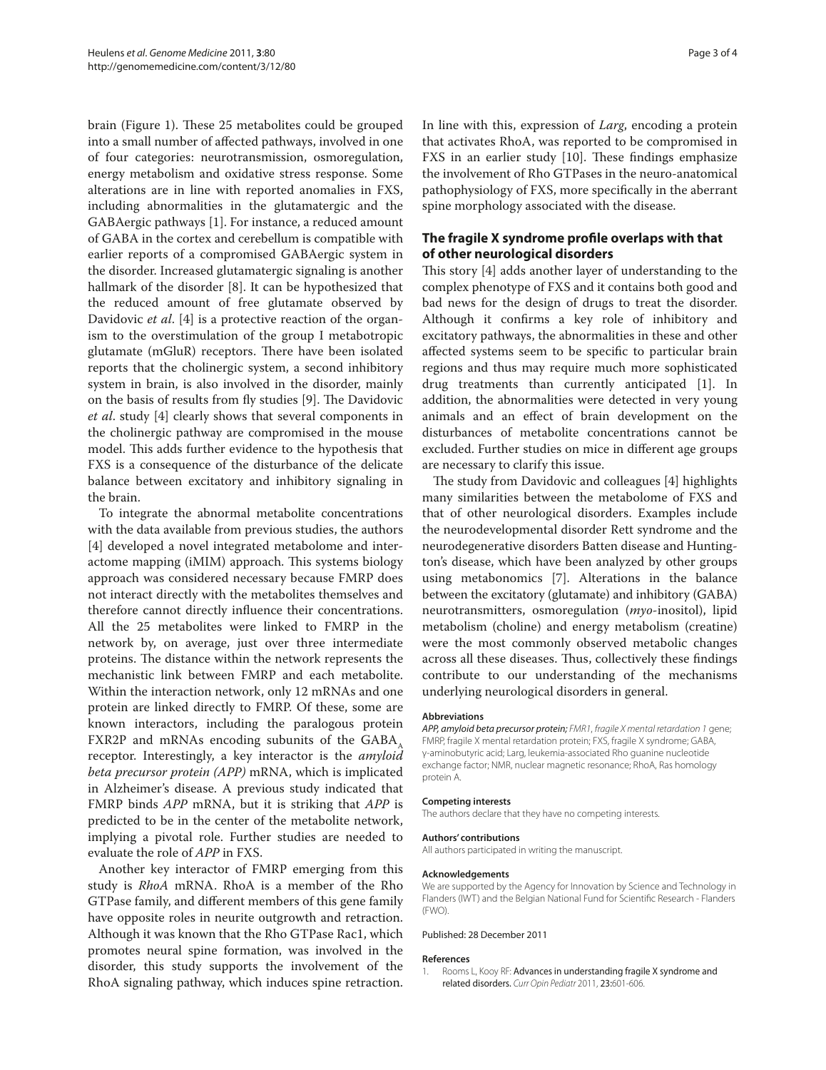brain (Figure 1). These 25 metabolites could be grouped into a small number of affected pathways, involved in one of four categories: neurotransmission, osmoregulation, energy metabolism and oxidative stress response. Some alterations are in line with reported anomalies in FXS, including abnormalities in the glutamatergic and the GABAergic pathways [1]. For instance, a reduced amount of GABA in the cortex and cerebellum is compatible with earlier reports of a compromised GABAergic system in the disorder. Increased glutamatergic signaling is another hallmark of the disorder [8]. It can be hypothesized that the reduced amount of free glutamate observed by Davidovic *et al*. [4] is a protective reaction of the organism to the overstimulation of the group I metabotropic glutamate (mGluR) receptors. There have been isolated reports that the cholinergic system, a second inhibitory system in brain, is also involved in the disorder, mainly on the basis of results from fly studies [9]. The Davidovic *et al*. study [4] clearly shows that several components in the cholinergic pathway are compromised in the mouse model. This adds further evidence to the hypothesis that FXS is a consequence of the disturbance of the delicate balance between excitatory and inhibitory signaling in the brain.

To integrate the abnormal metabolite concentrations with the data available from previous studies, the authors [4] developed a novel integrated metabolome and interactome mapping (iMIM) approach. This systems biology approach was considered necessary because FMRP does not interact directly with the metabolites themselves and therefore cannot directly influence their concentrations. All the 25 metabolites were linked to FMRP in the network by, on average, just over three intermediate proteins. The distance within the network represents the mechanistic link between FMRP and each metabolite. Within the interaction network, only 12 mRNAs and one protein are linked directly to FMRP. Of these, some are known interactors, including the paralogous protein FXR2P and mRNAs encoding subunits of the $GABA_A$ receptor. Interestingly, a key interactor is the *amyloid beta precursor protein (APP)* mRNA, which is implicated in Alzheimer's disease. A previous study indicated that FMRP binds *APP* mRNA, but it is striking that *APP* is predicted to be in the center of the metabolite network, implying a pivotal role. Further studies are needed to evaluate the role of *APP* in FXS.

Another key interactor of FMRP emerging from this study is *RhoA* mRNA. RhoA is a member of the Rho GTPase family, and different members of this gene family have opposite roles in neurite outgrowth and retraction. Although it was known that the Rho GTPase Rac1, which promotes neural spine formation, was involved in the disorder, this study supports the involvement of the RhoA signaling pathway, which induces spine retraction. In line with this, expression of *Larg*, encoding a protein that activates RhoA, was reported to be compromised in FXS in an earlier study [10]. These findings emphasize the involvement of Rho GTPases in the neuro-anatomical pathophysiology of FXS, more specifically in the aberrant spine morphology associated with the disease.

## The fragile X syndrome profile overlaps with that of other neurological disorders

This story [4] adds another layer of understanding to the complex phenotype of FXS and it contains both good and bad news for the design of drugs to treat the disorder. Although it confirms a key role of inhibitory and excitatory pathways, the abnormalities in these and other affected systems seem to be specific to particular brain regions and thus may require much more sophisticated drug treatments than currently anticipated [1]. In addition, the abnormalities were detected in very young animals and an effect of brain development on the disturbances of metabolite concentrations cannot be excluded. Further studies on mice in different age groups are necessary to clarify this issue.

The study from Davidovic and colleagues [4] highlights many similarities between the metabolome of FXS and that of other neurological disorders. Examples include the neurodevelopmental disorder Rett syndrome and the neurodegenerative disorders Batten disease and Huntington's disease, which have been analyzed by other groups using metabonomics [7]. Alterations in the balance between the excitatory (glutamate) and inhibitory (GABA) neurotransmitters, osmoregulation (*myo*-inositol), lipid metabolism (choline) and energy metabolism (creatine) were the most commonly observed metabolic changes across all these diseases. Thus, collectively these findings contribute to our understanding of the mechanisms underlying neurological disorders in general.

#### Abbreviations

*APP, amyloid beta precursor protein; FMR1, fragile X mental retardation 1* gene; FMRP, fragile X mental retardation protein; FXS, fragile X syndrome; GABA, γ-aminobutyric acid; Larg, leukemia-associated Rho guanine nucleotide exchange factor; NMR, nuclear magnetic resonance; RhoA, Ras homology protein A.

#### Competing interests

The authors declare that they have no competing interests.

#### Authors' contributions

All authors participated in writing the manuscript.

#### Acknowledgements

We are supported by the Agency for Innovation by Science and Technology in Flanders (IWT) and the Belgian National Fund for Scientific Research - Flanders (FWO).

Published: 28 December 2011

#### References

1. Rooms L, Kooy RF: **Advances in understanding fragile X syndrome and related disorders.** *Curr Opin Pediatr* 2011, **23:**601-606.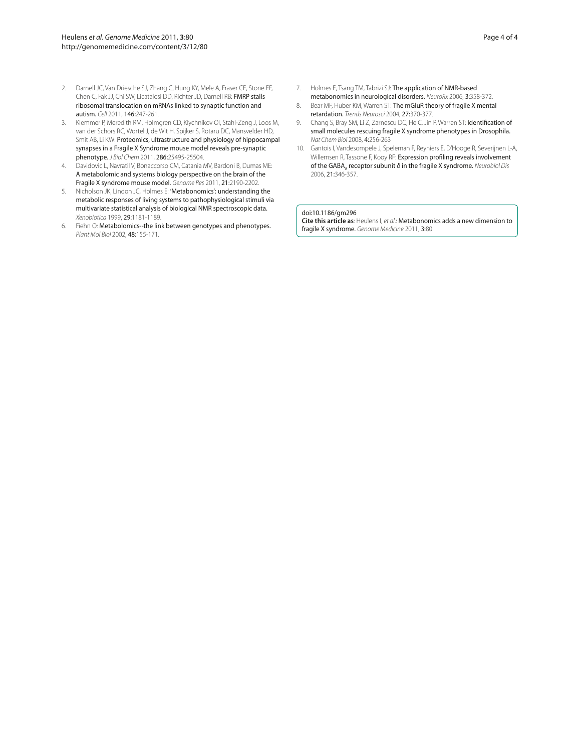2. Darnell JC, Van Driesche SJ, Zhang C, Hung KY, Mele A, Fraser CE, Stone EF, Chen C, Fak JJ, Chi SW, Licatalosi DD, Richter JD, Darnell RB: FMRP stalls ribosomal translocation on mRNAs linked to synaptic function and autism. *Cell* 2011, **146:**247-261.
3. Klemmer P, Meredith RM, Holmgren CD, Klychnikov OI, Stahl-Zeng J, Loos M, van der Schors RC, Wortel J, de Wit H, Spijker S, Rotaru DC, Mansvelder HD, Smit AB, Li KW: Proteomics, ultrastructure and physiology of hippocampal synapses in a Fragile X Syndrome mouse model reveals pre-synaptic phenotype. *J Biol Chem* 2011, **286:**25495-25504.
4. Davidovic L, Navratil V, Bonaccorso CM, Catania MV, Bardoni B, Dumas ME: A metabolomic and systems biology perspective on the brain of the Fragile X syndrome mouse model. *Genome Res* 2011, **21:**2190-2202.
5. Nicholson JK, Lindon JC, Holmes E: 'Metabonomics': understanding the metabolic responses of living systems to pathophysiological stimuli via multivariate statistical analysis of biological NMR spectroscopic data. *Xenobiotica* 1999, **29:**1181-1189.
6. Fiehn O: Metabolomics--the link between genotypes and phenotypes. *Plant Mol Biol* 2002, **48:**155-171.
7. Holmes E, Tsang TM, Tabrizi SJ: The application of NMR-based metabonomics in neurological disorders. *NeuroRx* 2006, **3:**358-372.
8. Bear MF, Huber KM, Warren ST: The mGluR theory of fragile X mental retardation. *Trends Neurosci* 2004, **27:**370-377.
9. Chang S, Bray SM, Li Z, Zarnescu DC, He C, Jin P, Warren ST: Identification of small molecules rescuing fragile X syndrome phenotypes in Drosophila. *Nat Chem Biol* 2008, **4:**256-263
10. Gantois I, Vandesompele J, Speleman F, Reyniers E, D'Hooge R, Severijnen L-A, Willemsen R, Tassone F, Kooy RF: Expression profiling reveals involvement of the $GABA_A$ receptor subunit δ in the fragile X syndrome. *Neurobiol Dis* 2006, **21:**346-357.

doi:10.1186/gm296

**Cite this article as**: Heulens I, *et al*.: Metabonomics adds a new dimension to fragile X syndrome. *Genome Medicine* 2011, **3:**80.